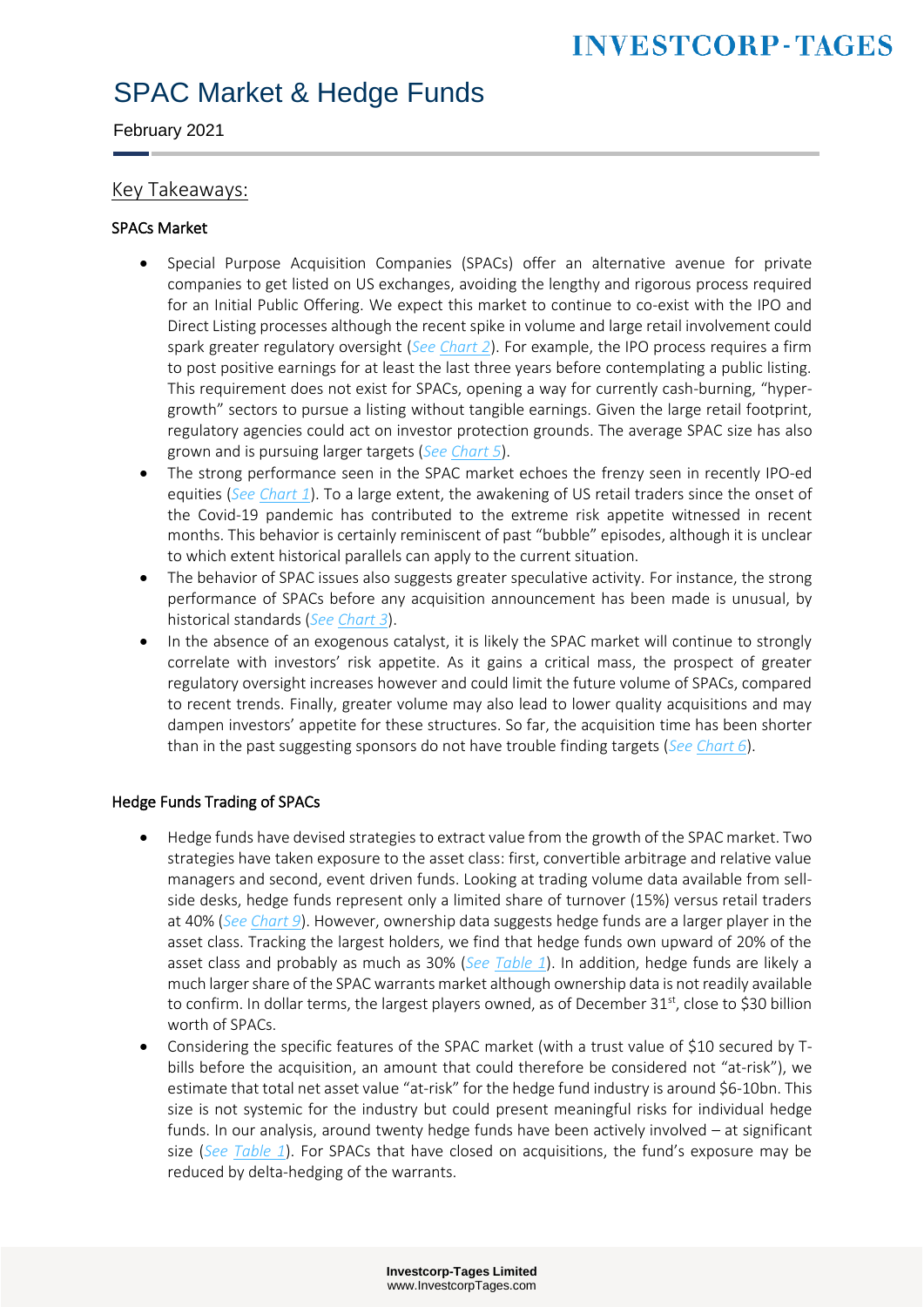# SPAC Market & Hedge Funds

February 2021

## Key Takeaways:

### SPACs Market

- Special Purpose Acquisition Companies (SPACs) offer an alternative avenue for private companies to get listed on US exchanges, avoiding the lengthy and rigorous process required for an Initial Public Offering. We expect this market to continue to co-exist with the IPO and Direct Listing processes although the recent spike in volume and large retail involvement could spark greater regulatory oversight (*See Chart 2*). For example, the IPO process requires a firm to post positive earnings for at least the last three years before contemplating a public listing. This requirement does not exist for SPACs, opening a way for currently cash-burning, "hyper-growth" sectors to pursue a listing without tangible earnings. Given the large retail footprint, regulatory agencies could act on investor protection grounds. The average SPAC size has also grown and is pursuing larger targets (*See Chart 5*).
- The strong performance seen in the SPAC market echoes the frenzy seen in recently IPO-ed equities (*See Chart 1*). To a large extent, the awakening of US retail traders since the onset of the Covid-19 pandemic has contributed to the extreme risk appetite witnessed in recent months. This behavior is certainly reminiscent of past "bubble" episodes, although it is unclear to which extent historical parallels can apply to the current situation.
- The behavior of SPAC issues also suggests greater speculative activity. For instance, the strong performance of SPACs before any acquisition announcement has been made is unusual, by historical standards (*See Chart 3*).
- In the absence of an exogenous catalyst, it is likely the SPAC market will continue to strongly correlate with investors' risk appetite. As it gains a critical mass, the prospect of greater regulatory oversight increases however and could limit the future volume of SPACs, compared to recent trends. Finally, greater volume may also lead to lower quality acquisitions and may dampen investors' appetite for these structures. So far, the acquisition time has been shorter than in the past suggesting sponsors do not have trouble finding targets (*See Chart 6*).

### Hedge Funds Trading of SPACs

- Hedge funds have devised strategies to extract value from the growth of the SPAC market. Two strategies have taken exposure to the asset class: first, convertible arbitrage and relative value managers and second, event driven funds. Looking at trading volume data available from sell-side desks, hedge funds represent only a limited share of turnover (15%) versus retail traders at 40% (*See Chart 9*). However, ownership data suggests hedge funds are a larger player in the asset class. Tracking the largest holders, we find that hedge funds own upward of 20% of the asset class and probably as much as 30% (*See Table 1*). In addition, hedge funds are likely a much larger share of the SPAC warrants market although ownership data is not readily available to confirm. In dollar terms, the largest players owned, as of December 31st, close to $30 billion worth of SPACs.
- Considering the specific features of the SPAC market (with a trust value of $10 secured by T-bills before the acquisition, an amount that could therefore be considered not "at-risk"), we estimate that total net asset value "at-risk" for the hedge fund industry is around $6-10bn. This size is not systemic for the industry but could present meaningful risks for individual hedge funds. In our analysis, around twenty hedge funds have been actively involved – at significant size (*See Table 1*). For SPACs that have closed on acquisitions, the fund's exposure may be reduced by delta-hedging of the warrants.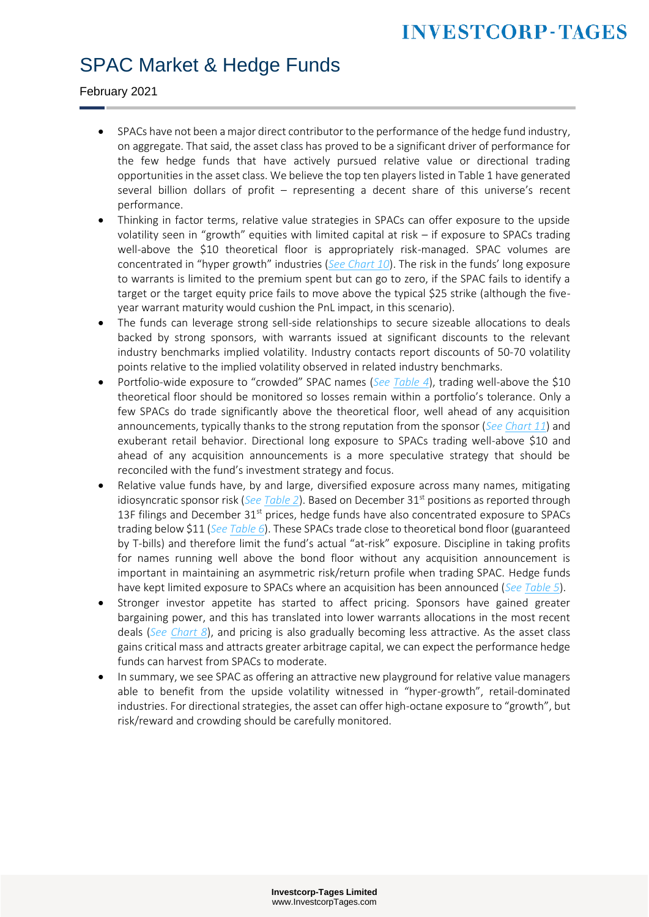# SPAC Market & Hedge Funds

February 2021

- SPACs have not been a major direct contributor to the performance of the hedge fund industry, on aggregate. That said, the asset class has proved to be a significant driver of performance for the few hedge funds that have actively pursued relative value or directional trading opportunities in the asset class. We believe the top ten players listed in Table 1 have generated several billion dollars of profit – representing a decent share of this universe's recent performance.
- Thinking in factor terms, relative value strategies in SPACs can offer exposure to the upside volatility seen in "growth" equities with limited capital at risk – if exposure to SPACs trading well-above the $10 theoretical floor is appropriately risk-managed. SPAC volumes are concentrated in "hyper growth" industries (*See Chart 10*). The risk in the funds' long exposure to warrants is limited to the premium spent but can go to zero, if the SPAC fails to identify a target or the target equity price fails to move above the typical $25 strike (although the five-year warrant maturity would cushion the PnL impact, in this scenario).
- The funds can leverage strong sell-side relationships to secure sizeable allocations to deals backed by strong sponsors, with warrants issued at significant discounts to the relevant industry benchmarks implied volatility. Industry contacts report discounts of 50-70 volatility points relative to the implied volatility observed in related industry benchmarks.
- Portfolio-wide exposure to "crowded" SPAC names (*See Table 4*), trading well-above the $10 theoretical floor should be monitored so losses remain within a portfolio's tolerance. Only a few SPACs do trade significantly above the theoretical floor, well ahead of any acquisition announcements, typically thanks to the strong reputation from the sponsor (*See Chart 11*) and exuberant retail behavior. Directional long exposure to SPACs trading well-above $10 and ahead of any acquisition announcements is a more speculative strategy that should be reconciled with the fund's investment strategy and focus.
- Relative value funds have, by and large, diversified exposure across many names, mitigating idiosyncratic sponsor risk (*See Table 2*). Based on December 31st positions as reported through 13F filings and December 31st prices, hedge funds have also concentrated exposure to SPACs trading below $11 (*See Table 6*). These SPACs trade close to theoretical bond floor (guaranteed by T-bills) and therefore limit the fund's actual "at-risk" exposure. Discipline in taking profits for names running well above the bond floor without any acquisition announcement is important in maintaining an asymmetric risk/return profile when trading SPAC. Hedge funds have kept limited exposure to SPACs where an acquisition has been announced (*See Table 5*).
- Stronger investor appetite has started to affect pricing. Sponsors have gained greater bargaining power, and this has translated into lower warrants allocations in the most recent deals (*See Chart 8*), and pricing is also gradually becoming less attractive. As the asset class gains critical mass and attracts greater arbitrage capital, we can expect the performance hedge funds can harvest from SPACs to moderate.
- In summary, we see SPAC as offering an attractive new playground for relative value managers able to benefit from the upside volatility witnessed in "hyper-growth", retail-dominated industries. For directional strategies, the asset can offer high-octane exposure to "growth", but risk/reward and crowding should be carefully monitored.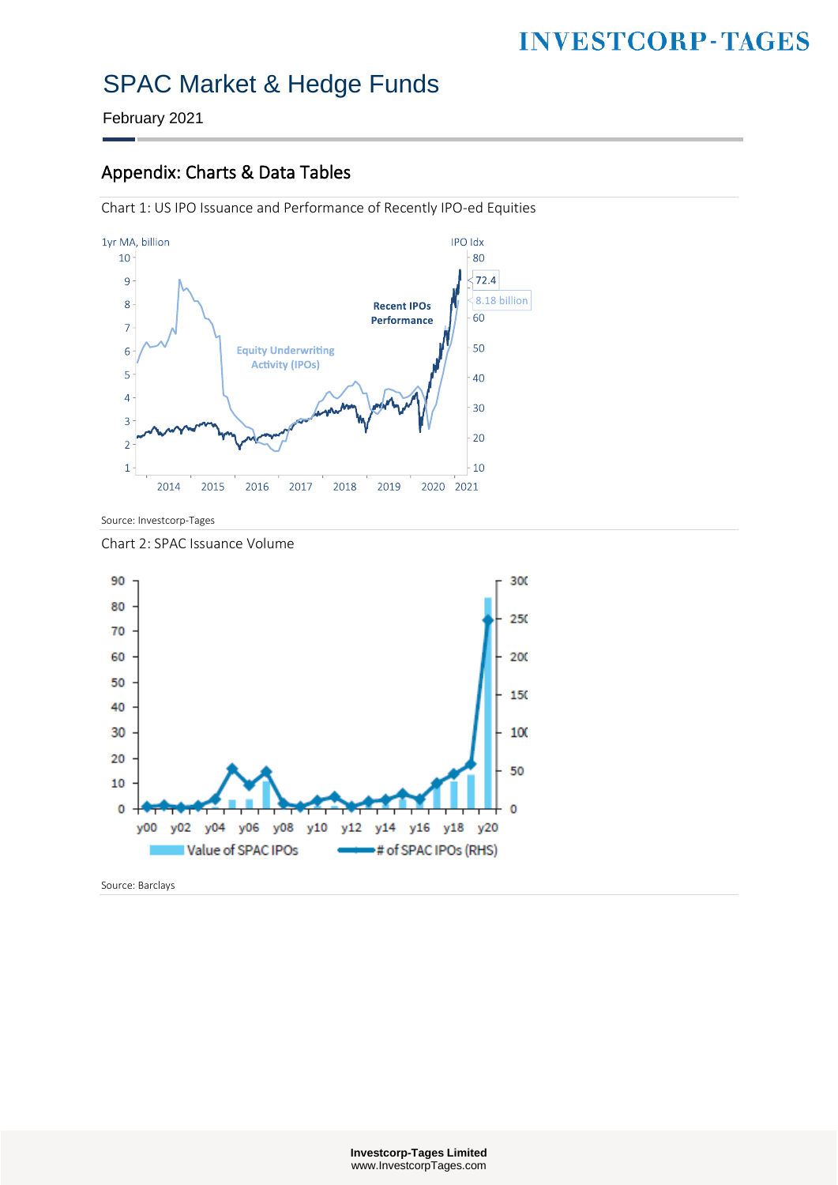## Appendix: Charts & Data Tables

Chart 1: US IPO Issuance and Performance of Recently IPO-ed Equities

Source: Investcorp-Tages

Chart 2: SPAC Issuance Volume

Source: Barclays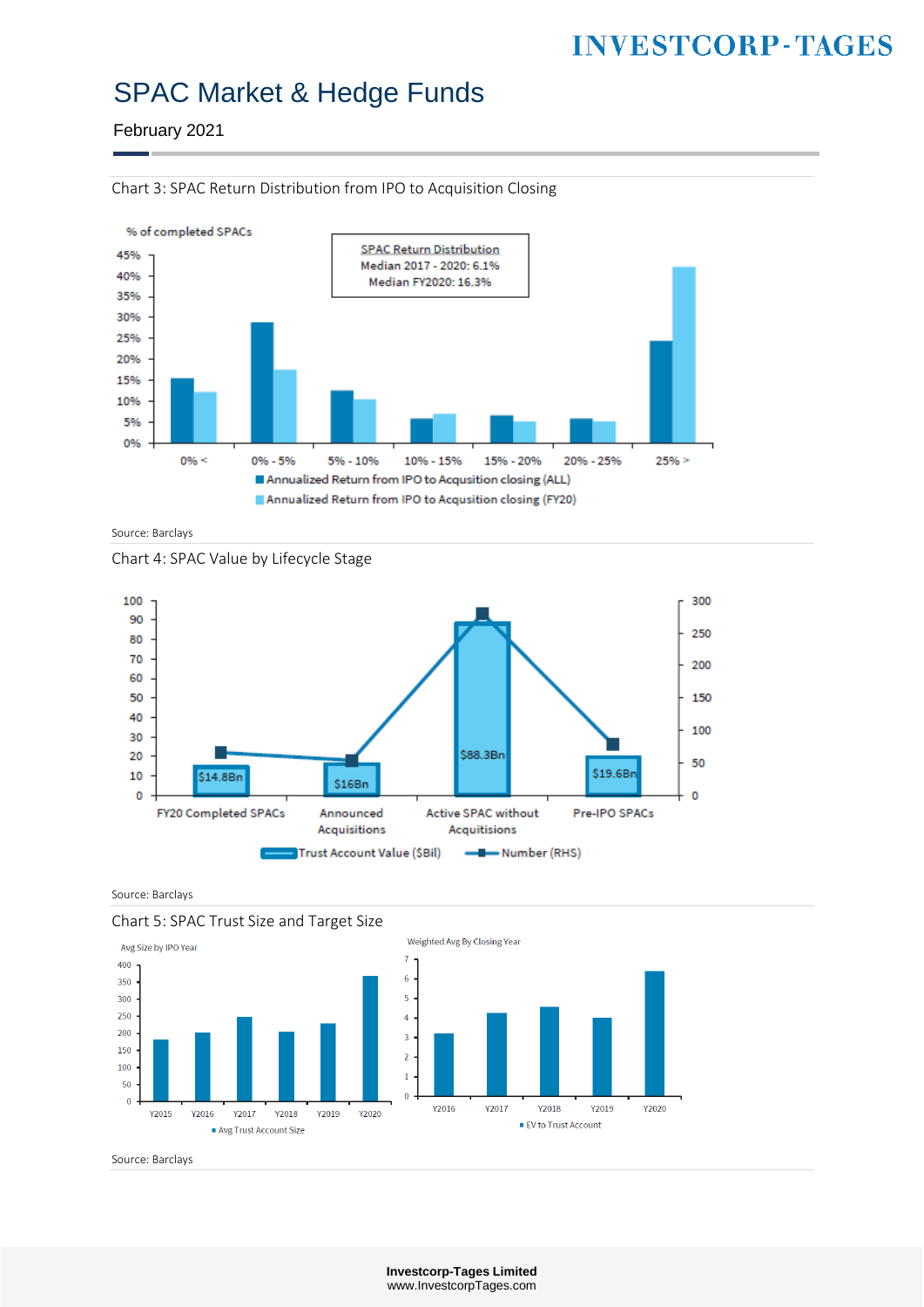Chart 3: SPAC Return Distribution from IPO to Acquisition Closing

% of completed SPACs

SPAC Return Distribution
Median 2017 - 2020: 6.1%
Median FY2020: 16.3%

0% < | 0% - 5% | 5% - 10% | 10% - 15% | 15% - 20% | 20% - 25% | 25% >

Annualized Return from IPO to Acqusition closing (ALL)
Annualized Return from IPO to Acqusition closing (FY20)

Source: Barclays

Chart 4: SPAC Value by Lifecycle Stage

| | FY20 Completed SPACs | Announced Acquisitions | Active SPAC without Acquitisions | Pre-IPO SPACs |
|---|---|---|---|---|
| Trust Account Value ($Bil) | $14.8Bn | $16Bn | $88.3Bn | $19.6Bn |

Trust Account Value ($Bil) — Number (RHS)

Source: Barclays

Chart 5: SPAC Trust Size and Target Size

Avg Size by IPO Year

Y2015 | Y2016 | Y2017 | Y2018 | Y2019 | Y2020

Avg Trust Account Size

Weighted Avg By Closing Year

Y2016 | Y2017 | Y2018 | Y2019 | Y2020

EV to Trust Account

Source: Barclays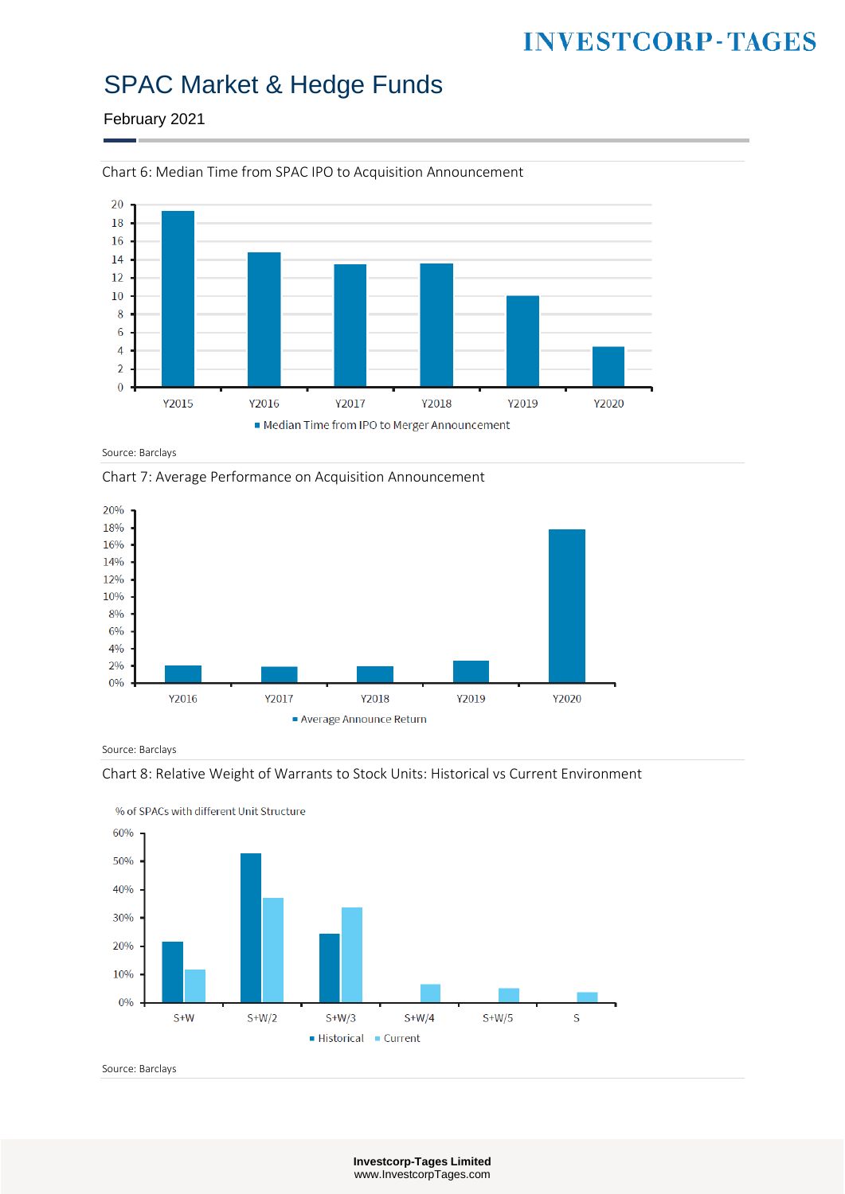Chart 6: Median Time from SPAC IPO to Acquisition Announcement

Source: Barclays

Chart 7: Average Performance on Acquisition Announcement

Source: Barclays

Chart 8: Relative Weight of Warrants to Stock Units: Historical vs Current Environment

Source: Barclays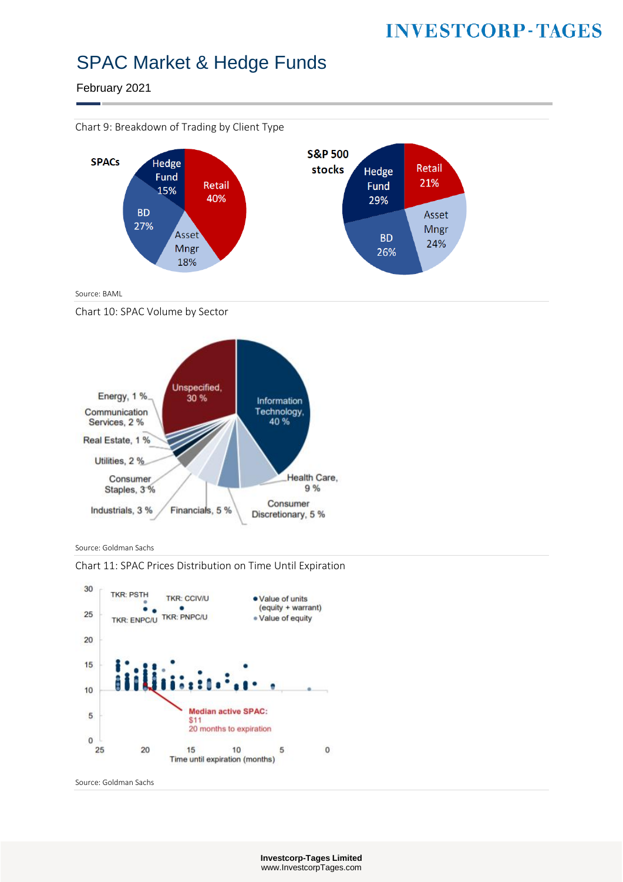# SPAC Market & Hedge Funds

February 2021

Chart 9: Breakdown of Trading by Client Type

**SPACs**

| Client Type | Share |
|---|---|
| Retail | 40% |
| Asset Mngr | 18% |
| BD | 27% |
| Hedge Fund | 15% |

**S&P 500 stocks**

| Client Type | Share |
|---|---|
| Retail | 21% |
| Asset Mngr | 24% |
| BD | 26% |
| Hedge Fund | 29% |

Source: BAML

Chart 10: SPAC Volume by Sector

| Sector | Share |
|---|---|
| Information Technology | 40 % |
| Unspecified | 30 % |
| Health Care | 9 % |
| Consumer Discretionary | 5 % |
| Financials | 5 % |
| Industrials | 3 % |
| Consumer Staples | 3 % |
| Utilities | 2 % |
| Real Estate | 1 % |
| Communication Services | 2 % |
| Energy | 1 % |

Source: Goldman Sachs

Chart 11: SPAC Prices Distribution on Time Until Expiration

Labels: TKR: PSTH; TKR: CCIV/U; TKR: ENPC/U; TKR: PNPC/U; ● Value of units (equity + warrant); ● Value of equity

Median active SPAC: $11, 20 months to expiration

Time until expiration (months)

Source: Goldman Sachs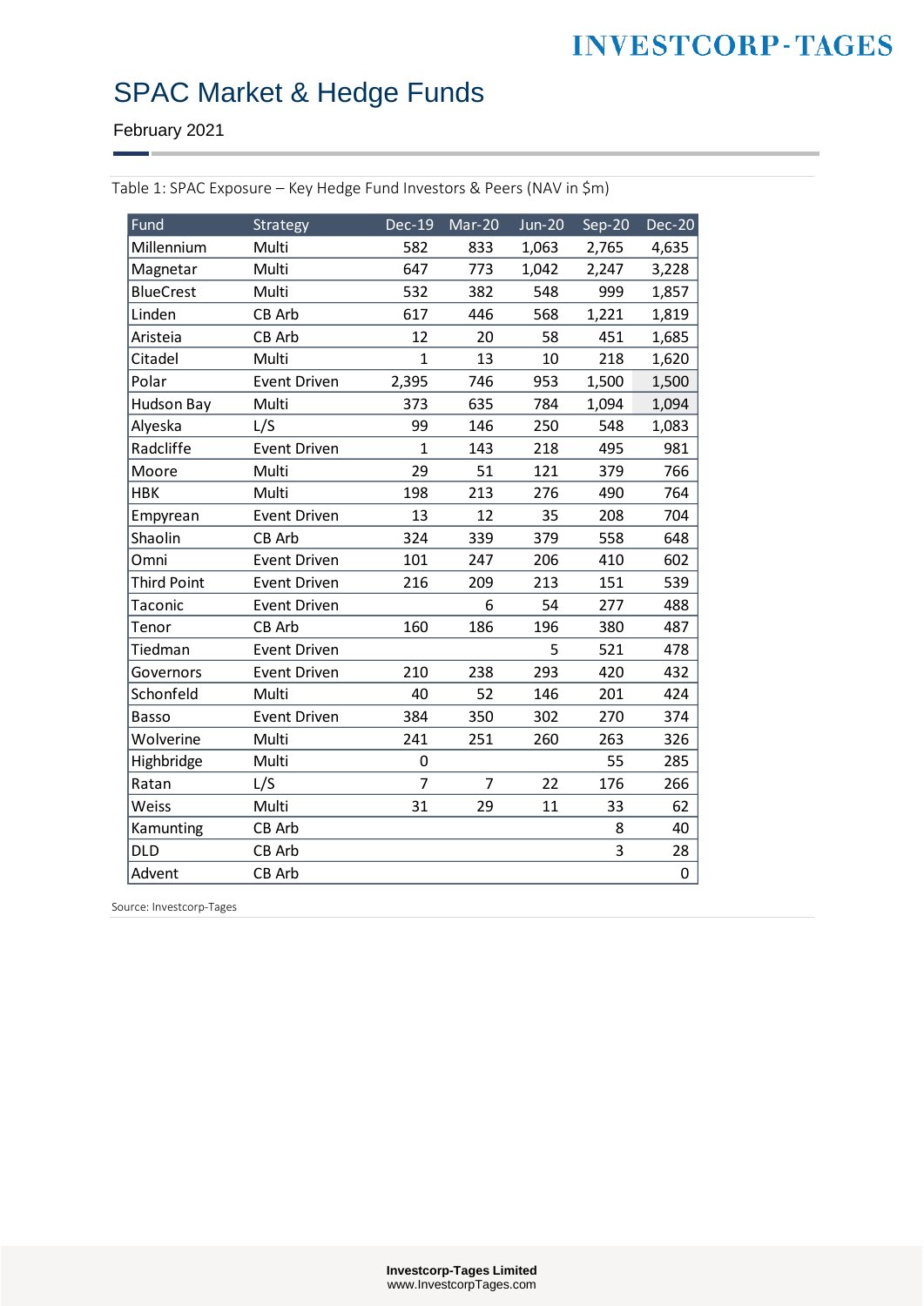# SPAC Market & Hedge Funds

February 2021

Table 1: SPAC Exposure – Key Hedge Fund Investors & Peers (NAV in $m)

| Fund | Strategy | Dec-19 | Mar-20 | Jun-20 | Sep-20 | Dec-20 |
|---|---|---|---|---|---|---|
| Millennium | Multi | 582 | 833 | 1,063 | 2,765 | 4,635 |
| Magnetar | Multi | 647 | 773 | 1,042 | 2,247 | 3,228 |
| BlueCrest | Multi | 532 | 382 | 548 | 999 | 1,857 |
| Linden | CB Arb | 617 | 446 | 568 | 1,221 | 1,819 |
| Aristeia | CB Arb | 12 | 20 | 58 | 451 | 1,685 |
| Citadel | Multi | 1 | 13 | 10 | 218 | 1,620 |
| Polar | Event Driven | 2,395 | 746 | 953 | 1,500 | 1,500 |
| Hudson Bay | Multi | 373 | 635 | 784 | 1,094 | 1,094 |
| Alyeska | L/S | 99 | 146 | 250 | 548 | 1,083 |
| Radcliffe | Event Driven | 1 | 143 | 218 | 495 | 981 |
| Moore | Multi | 29 | 51 | 121 | 379 | 766 |
| HBK | Multi | 198 | 213 | 276 | 490 | 764 |
| Empyrean | Event Driven | 13 | 12 | 35 | 208 | 704 |
| Shaolin | CB Arb | 324 | 339 | 379 | 558 | 648 |
| Omni | Event Driven | 101 | 247 | 206 | 410 | 602 |
| Third Point | Event Driven | 216 | 209 | 213 | 151 | 539 |
| Taconic | Event Driven | | 6 | 54 | 277 | 488 |
| Tenor | CB Arb | 160 | 186 | 196 | 380 | 487 |
| Tiedman | Event Driven | | | 5 | 521 | 478 |
| Governors | Event Driven | 210 | 238 | 293 | 420 | 432 |
| Schonfeld | Multi | 40 | 52 | 146 | 201 | 424 |
| Basso | Event Driven | 384 | 350 | 302 | 270 | 374 |
| Wolverine | Multi | 241 | 251 | 260 | 263 | 326 |
| Highbridge | Multi | 0 | | | 55 | 285 |
| Ratan | L/S | 7 | 7 | 22 | 176 | 266 |
| Weiss | Multi | 31 | 29 | 11 | 33 | 62 |
| Kamunting | CB Arb | | | | 8 | 40 |
| DLD | CB Arb | | | | 3 | 28 |
| Advent | CB Arb | | | | | 0 |

Source: Investcorp-Tages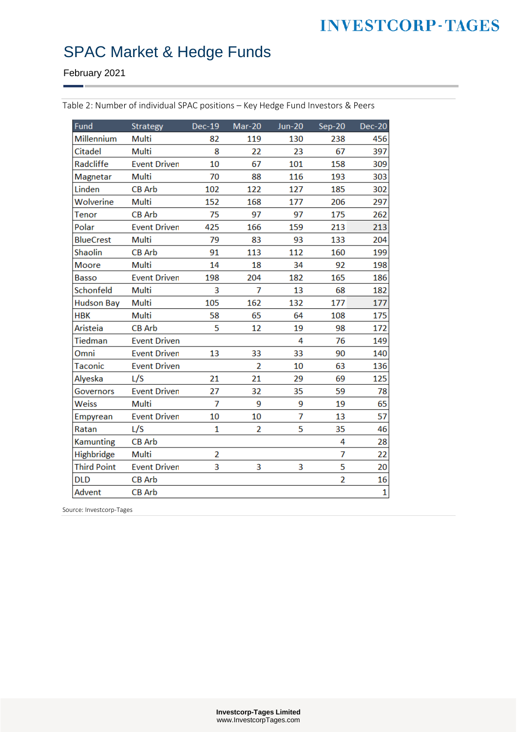Table 2: Number of individual SPAC positions – Key Hedge Fund Investors & Peers

| Fund | Strategy | Dec-19 | Mar-20 | Jun-20 | Sep-20 | Dec-20 |
|---|---|---|---|---|---|---|
| Millennium | Multi | 82 | 119 | 130 | 238 | 456 |
| Citadel | Multi | 8 | 22 | 23 | 67 | 397 |
| Radcliffe | Event Driven | 10 | 67 | 101 | 158 | 309 |
| Magnetar | Multi | 70 | 88 | 116 | 193 | 303 |
| Linden | CB Arb | 102 | 122 | 127 | 185 | 302 |
| Wolverine | Multi | 152 | 168 | 177 | 206 | 297 |
| Tenor | CB Arb | 75 | 97 | 97 | 175 | 262 |
| Polar | Event Driven | 425 | 166 | 159 | 213 | 213 |
| BlueCrest | Multi | 79 | 83 | 93 | 133 | 204 |
| Shaolin | CB Arb | 91 | 113 | 112 | 160 | 199 |
| Moore | Multi | 14 | 18 | 34 | 92 | 198 |
| Basso | Event Driven | 198 | 204 | 182 | 165 | 186 |
| Schonfeld | Multi | 3 | 7 | 13 | 68 | 182 |
| Hudson Bay | Multi | 105 | 162 | 132 | 177 | 177 |
| HBK | Multi | 58 | 65 | 64 | 108 | 175 |
| Aristeia | CB Arb | 5 | 12 | 19 | 98 | 172 |
| Tiedman | Event Driven | | | 4 | 76 | 149 |
| Omni | Event Driven | 13 | 33 | 33 | 90 | 140 |
| Taconic | Event Driven | | 2 | 10 | 63 | 136 |
| Alyeska | L/S | 21 | 21 | 29 | 69 | 125 |
| Governors | Event Driven | 27 | 32 | 35 | 59 | 78 |
| Weiss | Multi | 7 | 9 | 9 | 19 | 65 |
| Empyrean | Event Driven | 10 | 10 | 7 | 13 | 57 |
| Ratan | L/S | 1 | 2 | 5 | 35 | 46 |
| Kamunting | CB Arb | | | | 4 | 28 |
| Highbridge | Multi | 2 | | | 7 | 22 |
| Third Point | Event Driven | 3 | 3 | 3 | 5 | 20 |
| DLD | CB Arb | | | | 2 | 16 |
| Advent | CB Arb | | | | | 1 |

Source: Investcorp-Tages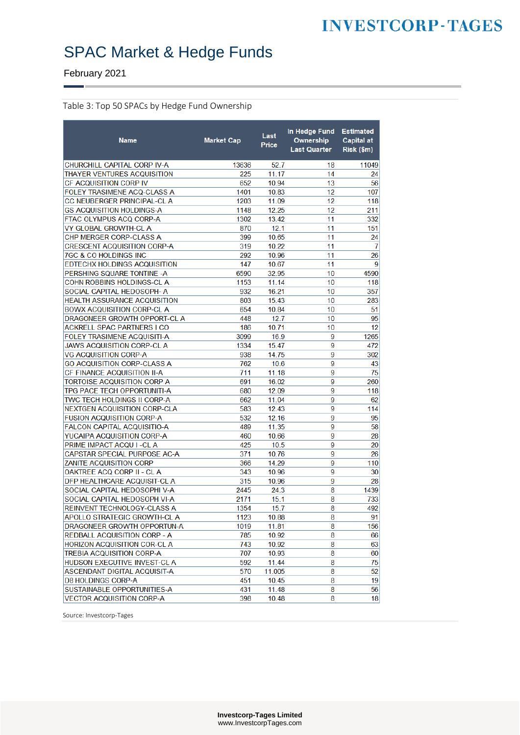# SPAC Market & Hedge Funds

February 2021

Table 3: Top 50 SPACs by Hedge Fund Ownership

| Name | Market Cap | Last Price | In Hedge Fund Ownership Last Quarter | Estimated Capital at Risk ($m) |
|---|---|---|---|---|
| CHURCHILL CAPITAL CORP IV-A | 13636 | 52.7 | 18 | 11049 |
| THAYER VENTURES ACQUISITION | 225 | 11.17 | 14 | 24 |
| CF ACQUISITION CORP IV | 652 | 10.94 | 13 | 56 |
| FOLEY TRASIMENE ACQ-CLASS A | 1401 | 10.83 | 12 | 107 |
| CC NEUBERGER PRINCIPAL-CL A | 1203 | 11.09 | 12 | 118 |
| GS ACQUISITION HOLDINGS-A | 1148 | 12.25 | 12 | 211 |
| FTAC OLYMPUS ACQ CORP-A | 1302 | 13.42 | 11 | 332 |
| VY GLOBAL GROWTH-CL A | 870 | 12.1 | 11 | 151 |
| CHP MERGER CORP-CLASS A | 399 | 10.65 | 11 | 24 |
| CRESCENT ACQUISITION CORP-A | 319 | 10.22 | 11 | 7 |
| 7GC & CO HOLDINGS INC | 292 | 10.96 | 11 | 26 |
| EDTECHX HOLDINGS ACQUISITION | 147 | 10.67 | 11 | 9 |
| PERSHING SQUARE TONTINE -A | 6590 | 32.95 | 10 | 4590 |
| COHN ROBBINS HOLDINGS-CL A | 1153 | 11.14 | 10 | 118 |
| SOCIAL CAPITAL HEDOSOPH- A | 932 | 16.21 | 10 | 357 |
| HEALTH ASSURANCE ACQUISITION | 803 | 15.43 | 10 | 283 |
| BOWX ACQUISITION CORP-CL A | 654 | 10.84 | 10 | 51 |
| DRAGONEER GROWTH OPPORT-CL A | 448 | 12.7 | 10 | 95 |
| ACKRELL SPAC PARTNERS I CO | 186 | 10.71 | 10 | 12 |
| FOLEY TRASIMENE ACQUISITI-A | 3099 | 16.9 | 9 | 1265 |
| JAWS ACQUISITION CORP-CL A | 1334 | 15.47 | 9 | 472 |
| VG ACQUISITION CORP-A | 938 | 14.75 | 9 | 302 |
| GO ACQUISITION CORP-CLASS A | 762 | 10.6 | 9 | 43 |
| CF FINANCE ACQUISITION II-A | 711 | 11.18 | 9 | 75 |
| TORTOISE ACQUISITION CORP A | 691 | 16.02 | 9 | 260 |
| TPG PACE TECH OPPORTUNITI-A | 680 | 12.09 | 9 | 118 |
| TWC TECH HOLDINGS II CORP-A | 662 | 11.04 | 9 | 62 |
| NEXTGEN ACQUISITION CORP-CLA | 583 | 12.43 | 9 | 114 |
| FUSION ACQUISITION CORP-A | 532 | 12.16 | 9 | 95 |
| FALCON CAPITAL ACQUISITIO-A | 489 | 11.35 | 9 | 58 |
| YUCAIPA ACQUISITION CORP-A | 460 | 10.66 | 9 | 28 |
| PRIME IMPACT ACQU I -CL A | 425 | 10.5 | 9 | 20 |
| CAPSTAR SPECIAL PURPOSE AC-A | 371 | 10.76 | 9 | 26 |
| ZANITE ACQUISITION CORP | 366 | 14.29 | 9 | 110 |
| OAKTREE ACQ CORP II - CL A | 343 | 10.96 | 9 | 30 |
| DFP HEALTHCARE ACQUISIT-CL A | 315 | 10.96 | 9 | 28 |
| SOCIAL CAPITAL HEDOSOPHI V-A | 2445 | 24.3 | 8 | 1439 |
| SOCIAL CAPITAL HEDOSOPH VI-A | 2171 | 15.1 | 8 | 733 |
| REINVENT TECHNOLOGY-CLASS A | 1354 | 15.7 | 8 | 492 |
| APOLLO STRATEGIC GROWTH-CL A | 1123 | 10.88 | 8 | 91 |
| DRAGONEER GROWTH OPPORTUN-A | 1019 | 11.81 | 8 | 156 |
| REDBALL ACQUISITION CORP - A | 785 | 10.92 | 8 | 66 |
| HORIZON ACQUISITION COR-CL A | 743 | 10.92 | 8 | 63 |
| TREBIA ACQUISITION CORP-A | 707 | 10.93 | 8 | 60 |
| HUDSON EXECUTIVE INVEST-CL A | 592 | 11.44 | 8 | 75 |
| ASCENDANT DIGITAL ACQUISIT-A | 570 | 11.005 | 8 | 52 |
| D8 HOLDINGS CORP-A | 451 | 10.45 | 8 | 19 |
| SUSTAINABLE OPPORTUNITIES-A | 431 | 11.48 | 8 | 56 |
| VECTOR ACQUISITION CORP-A | 398 | 10.48 | 8 | 18 |

Source: Investcorp-Tages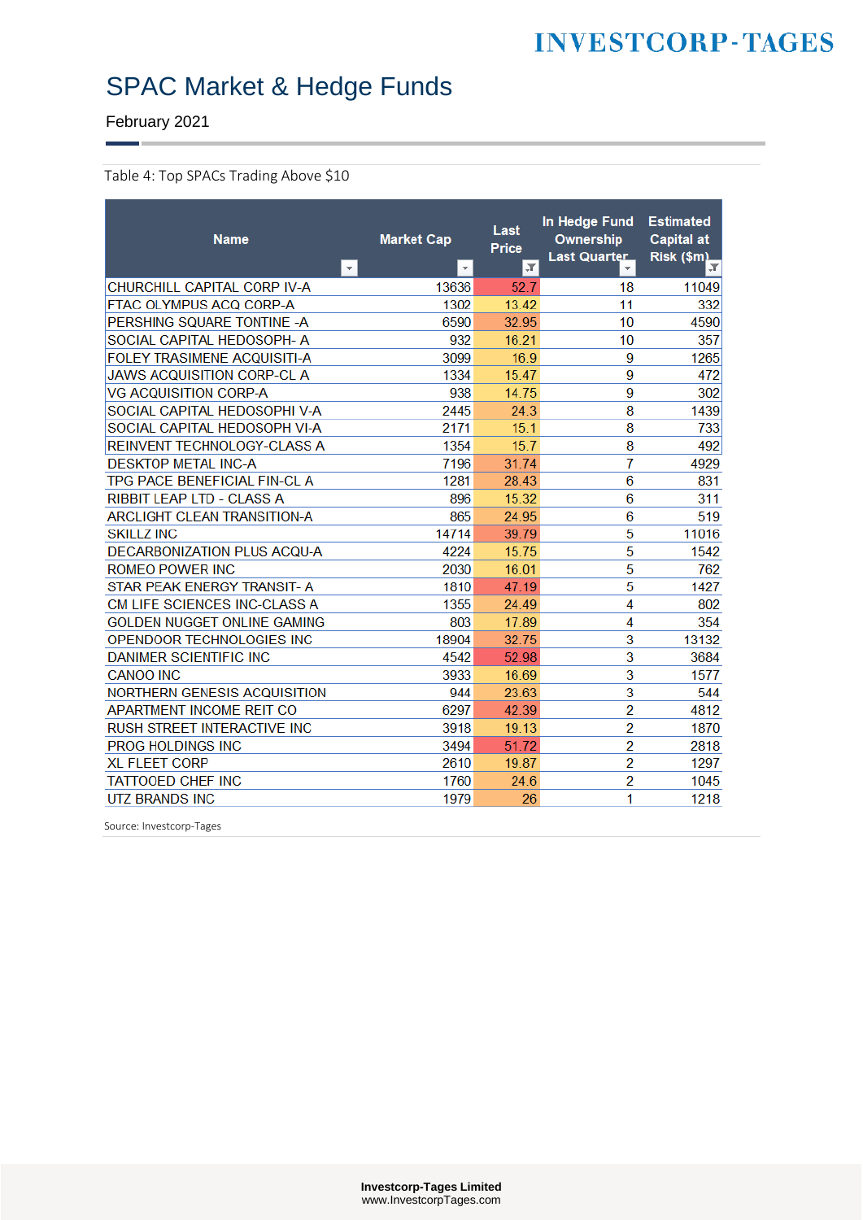# SPAC Market & Hedge Funds

February 2021

Table 4: Top SPACs Trading Above $10

| Name | Market Cap | Last Price | In Hedge Fund Ownership Last Quarter | Estimated Capital at Risk ($m) |
|---|---|---|---|---|
| CHURCHILL CAPITAL CORP IV-A | 13636 | 52.7 | 18 | 11049 |
| FTAC OLYMPUS ACQ CORP-A | 1302 | 13.42 | 11 | 332 |
| PERSHING SQUARE TONTINE -A | 6590 | 32.95 | 10 | 4590 |
| SOCIAL CAPITAL HEDOSOPH- A | 932 | 16.21 | 10 | 357 |
| FOLEY TRASIMENE ACQUISITI-A | 3099 | 16.9 | 9 | 1265 |
| JAWS ACQUISITION CORP-CL A | 1334 | 15.47 | 9 | 472 |
| VG ACQUISITION CORP-A | 938 | 14.75 | 9 | 302 |
| SOCIAL CAPITAL HEDOSOPHI V-A | 2445 | 24.3 | 8 | 1439 |
| SOCIAL CAPITAL HEDOSOPH VI-A | 2171 | 15.1 | 8 | 733 |
| REINVENT TECHNOLOGY-CLASS A | 1354 | 15.7 | 8 | 492 |
| DESKTOP METAL INC-A | 7196 | 31.74 | 7 | 4929 |
| TPG PACE BENEFICIAL FIN-CL A | 1281 | 28.43 | 6 | 831 |
| RIBBIT LEAP LTD - CLASS A | 896 | 15.32 | 6 | 311 |
| ARCLIGHT CLEAN TRANSITION-A | 865 | 24.95 | 6 | 519 |
| SKILLZ INC | 14714 | 39.79 | 5 | 11016 |
| DECARBONIZATION PLUS ACQU-A | 4224 | 15.75 | 5 | 1542 |
| ROMEO POWER INC | 2030 | 16.01 | 5 | 762 |
| STAR PEAK ENERGY TRANSIT- A | 1810 | 47.19 | 5 | 1427 |
| CM LIFE SCIENCES INC-CLASS A | 1355 | 24.49 | 4 | 802 |
| GOLDEN NUGGET ONLINE GAMING | 803 | 17.89 | 4 | 354 |
| OPENDOOR TECHNOLOGIES INC | 18904 | 32.75 | 3 | 13132 |
| DANIMER SCIENTIFIC INC | 4542 | 52.98 | 3 | 3684 |
| CANOO INC | 3933 | 16.69 | 3 | 1577 |
| NORTHERN GENESIS ACQUISITION | 944 | 23.63 | 3 | 544 |
| APARTMENT INCOME REIT CO | 6297 | 42.39 | 2 | 4812 |
| RUSH STREET INTERACTIVE INC | 3918 | 19.13 | 2 | 1870 |
| PROG HOLDINGS INC | 3494 | 51.72 | 2 | 2818 |
| XL FLEET CORP | 2610 | 19.87 | 2 | 1297 |
| TATTOOED CHEF INC | 1760 | 24.6 | 2 | 1045 |
| UTZ BRANDS INC | 1979 | 26 | 1 | 1218 |

Source: Investcorp-Tages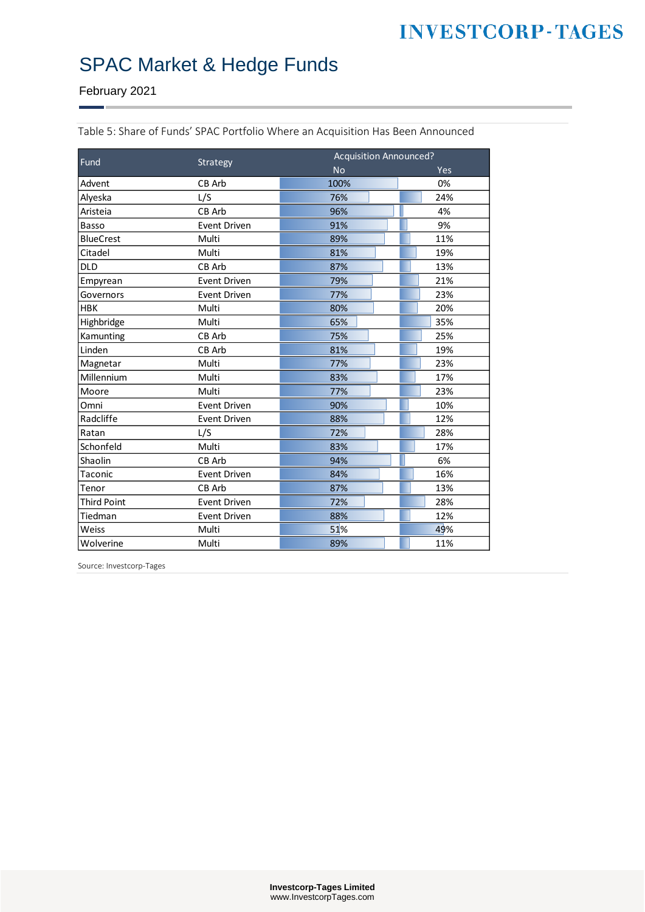# SPAC Market & Hedge Funds

February 2021

Table 5: Share of Funds' SPAC Portfolio Where an Acquisition Has Been Announced

| Fund | Strategy | Acquisition Announced? | |
|---|---|---|---|
| | | No | Yes |
| Advent | CB Arb | 100% | 0% |
| Alyeska | L/S | 76% | 24% |
| Aristeia | CB Arb | 96% | 4% |
| Basso | Event Driven | 91% | 9% |
| BlueCrest | Multi | 89% | 11% |
| Citadel | Multi | 81% | 19% |
| DLD | CB Arb | 87% | 13% |
| Empyrean | Event Driven | 79% | 21% |
| Governors | Event Driven | 77% | 23% |
| HBK | Multi | 80% | 20% |
| Highbridge | Multi | 65% | 35% |
| Kamunting | CB Arb | 75% | 25% |
| Linden | CB Arb | 81% | 19% |
| Magnetar | Multi | 77% | 23% |
| Millennium | Multi | 83% | 17% |
| Moore | Multi | 77% | 23% |
| Omni | Event Driven | 90% | 10% |
| Radcliffe | Event Driven | 88% | 12% |
| Ratan | L/S | 72% | 28% |
| Schonfeld | Multi | 83% | 17% |
| Shaolin | CB Arb | 94% | 6% |
| Taconic | Event Driven | 84% | 16% |
| Tenor | CB Arb | 87% | 13% |
| Third Point | Event Driven | 72% | 28% |
| Tiedman | Event Driven | 88% | 12% |
| Weiss | Multi | 51% | 49% |
| Wolverine | Multi | 89% | 11% |

Source: Investcorp-Tages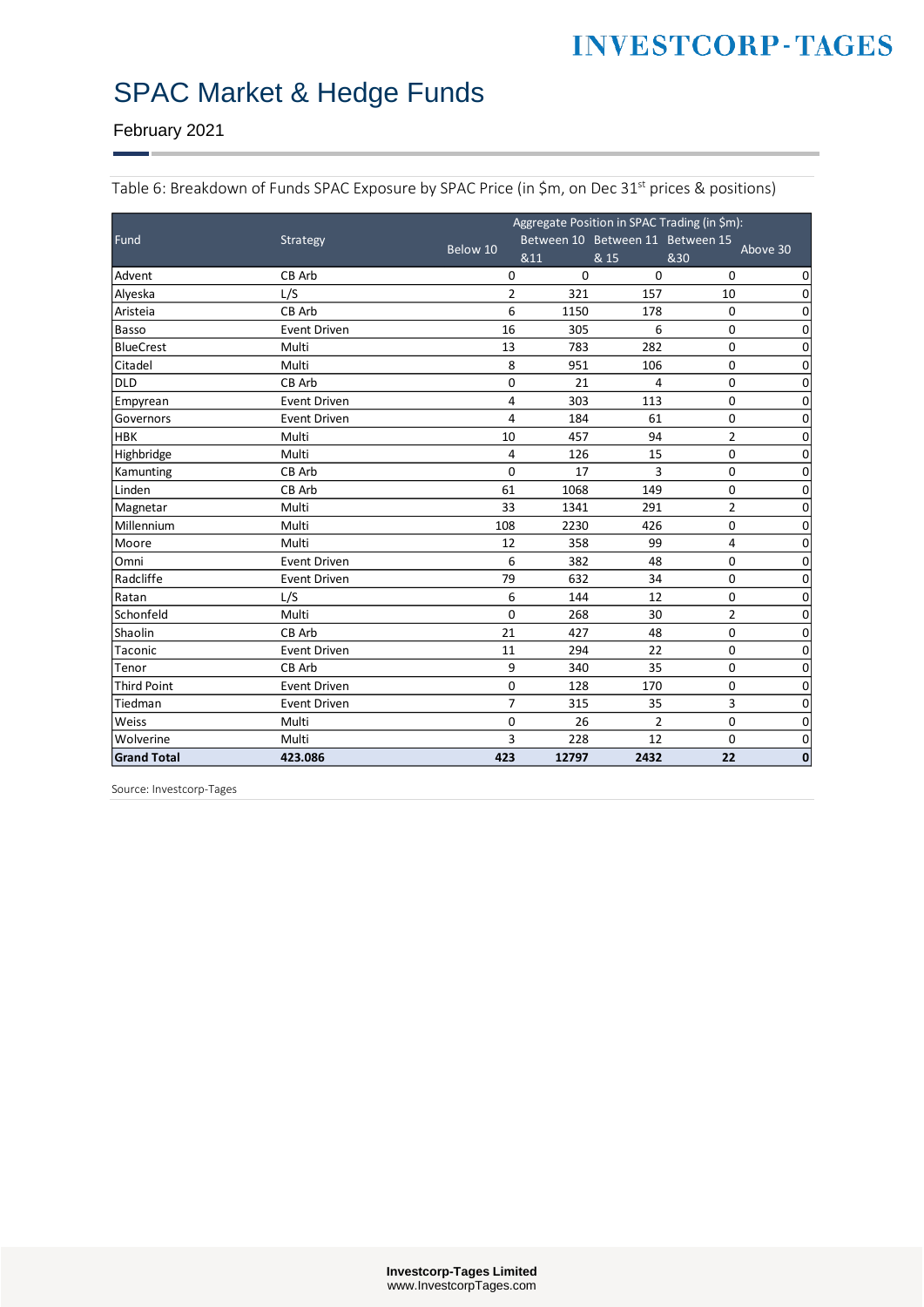# SPAC Market & Hedge Funds

February 2021

Table 6: Breakdown of Funds SPAC Exposure by SPAC Price (in $m, on Dec 31st prices & positions)

| Fund | Strategy | Aggregate Position in SPAC Trading (in $m): | | | | |
|---|---|---|---|---|---|---|
| | | Below 10 | Between 10 &11 | Between 11 & 15 | Between 15 &30 | Above 30 |
| Advent | CB Arb | 0 | 0 | 0 | 0 | 0 |
| Alyeska | L/S | 2 | 321 | 157 | 10 | 0 |
| Aristeia | CB Arb | 6 | 1150 | 178 | 0 | 0 |
| Basso | Event Driven | 16 | 305 | 6 | 0 | 0 |
| BlueCrest | Multi | 13 | 783 | 282 | 0 | 0 |
| Citadel | Multi | 8 | 951 | 106 | 0 | 0 |
| DLD | CB Arb | 0 | 21 | 4 | 0 | 0 |
| Empyrean | Event Driven | 4 | 303 | 113 | 0 | 0 |
| Governors | Event Driven | 4 | 184 | 61 | 0 | 0 |
| HBK | Multi | 10 | 457 | 94 | 2 | 0 |
| Highbridge | Multi | 4 | 126 | 15 | 0 | 0 |
| Kamunting | CB Arb | 0 | 17 | 3 | 0 | 0 |
| Linden | CB Arb | 61 | 1068 | 149 | 0 | 0 |
| Magnetar | Multi | 33 | 1341 | 291 | 2 | 0 |
| Millennium | Multi | 108 | 2230 | 426 | 0 | 0 |
| Moore | Multi | 12 | 358 | 99 | 4 | 0 |
| Omni | Event Driven | 6 | 382 | 48 | 0 | 0 |
| Radcliffe | Event Driven | 79 | 632 | 34 | 0 | 0 |
| Ratan | L/S | 6 | 144 | 12 | 0 | 0 |
| Schonfeld | Multi | 0 | 268 | 30 | 2 | 0 |
| Shaolin | CB Arb | 21 | 427 | 48 | 0 | 0 |
| Taconic | Event Driven | 11 | 294 | 22 | 0 | 0 |
| Tenor | CB Arb | 9 | 340 | 35 | 0 | 0 |
| Third Point | Event Driven | 0 | 128 | 170 | 0 | 0 |
| Tiedman | Event Driven | 7 | 315 | 35 | 3 | 0 |
| Weiss | Multi | 0 | 26 | 2 | 0 | 0 |
| Wolverine | Multi | 3 | 228 | 12 | 0 | 0 |
| **Grand Total** | **423.086** | **423** | **12797** | **2432** | **22** | **0** |

Source: Investcorp-Tages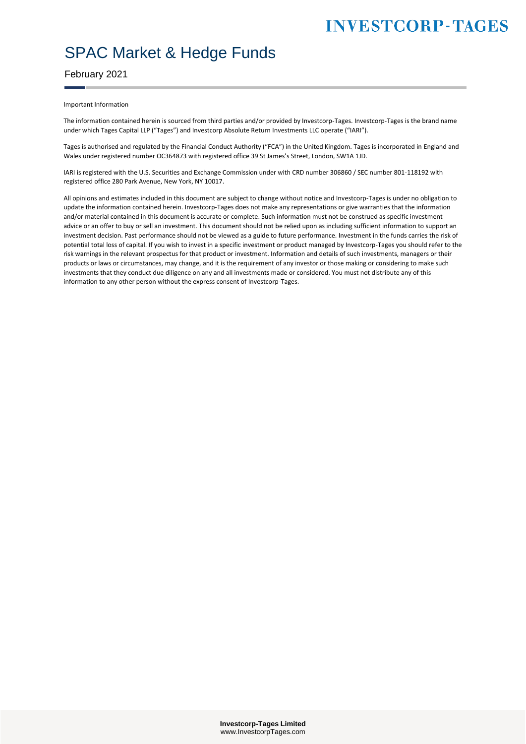# SPAC Market & Hedge Funds

February 2021

Important Information

The information contained herein is sourced from third parties and/or provided by Investcorp-Tages. Investcorp-Tages is the brand name under which Tages Capital LLP ("Tages") and Investcorp Absolute Return Investments LLC operate ("IARI").

Tages is authorised and regulated by the Financial Conduct Authority ("FCA") in the United Kingdom. Tages is incorporated in England and Wales under registered number OC364873 with registered office 39 St James's Street, London, SW1A 1JD.

IARI is registered with the U.S. Securities and Exchange Commission under with CRD number 306860 / SEC number 801-118192 with registered office 280 Park Avenue, New York, NY 10017.

All opinions and estimates included in this document are subject to change without notice and Investcorp-Tages is under no obligation to update the information contained herein. Investcorp-Tages does not make any representations or give warranties that the information and/or material contained in this document is accurate or complete. Such information must not be construed as specific investment advice or an offer to buy or sell an investment. This document should not be relied upon as including sufficient information to support an investment decision. Past performance should not be viewed as a guide to future performance. Investment in the funds carries the risk of potential total loss of capital. If you wish to invest in a specific investment or product managed by Investcorp-Tages you should refer to the risk warnings in the relevant prospectus for that product or investment. Information and details of such investments, managers or their products or laws or circumstances, may change, and it is the requirement of any investor or those making or considering to make such investments that they conduct due diligence on any and all investments made or considered. You must not distribute any of this information to any other person without the express consent of Investcorp-Tages.